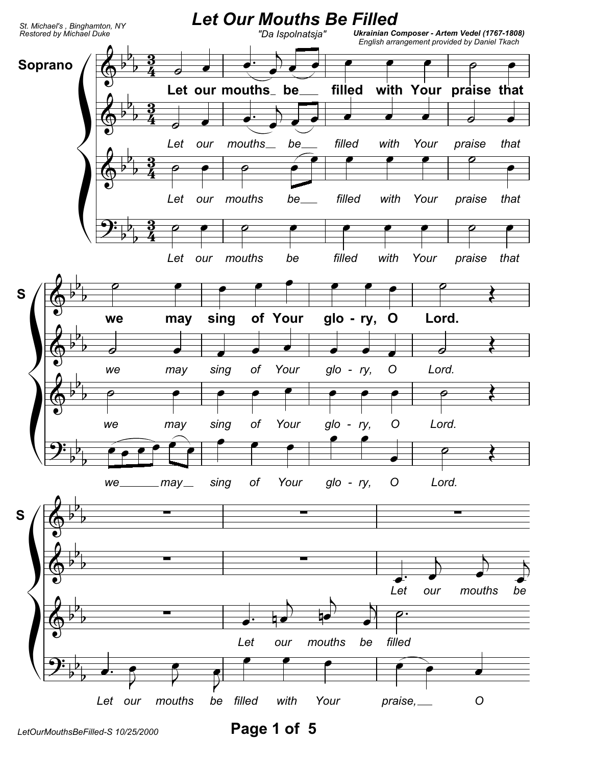# Let Our Mouths Be Filled

St. Michael's , Binghamton, NY
Restored by Michael Duke

"Da Ispolnatsja"

**Ukrainian Composer - Artem Vedel (1767-1808)**
English arrangement provided by Daniel Tkach

**Soprano**

Let our mouths be filled with Your praise that we may sing of Your glo - ry, O Lord.

Let our mouths be filled with Your praise that we may sing of Your glo - ry, O Lord.

Let our mouths be filled with Your praise that we may sing of Your glo - ry, O Lord.

Let our mouths be filled with Your praise that we may sing of Your glo - ry, O Lord.

Let our mouths be

Let our mouths be filled

Let our mouths be filled with Your praise, O

LetOurMouthsBeFilled-S 10/25/2000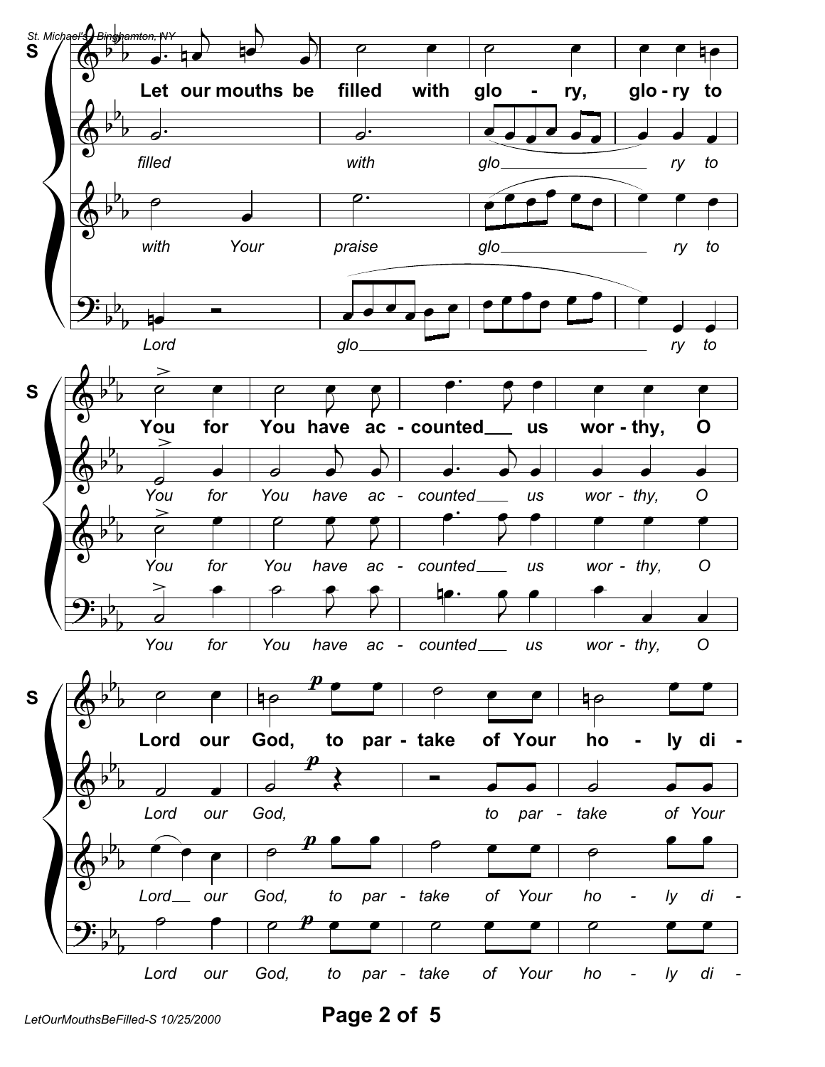**S** Let our mouths be filled with glo - ry, glo - ry to

*filled with glo ry to*

*with Your praise glo ry to*

*Lord glo ry to*

**S** You for You have ac - counted us wor - thy, O

*You for You have ac - counted us wor - thy, O*

*You for You have ac - counted us wor - thy, O*

*You for You have ac - counted us wor - thy, O*

**S** Lord our God, to par - take of Your ho - ly di -

*Lord our God, to par - take of Your*

*Lord our God, to par - take of Your ho - ly di -*

*Lord our God, to par - take of Your ho - ly di -*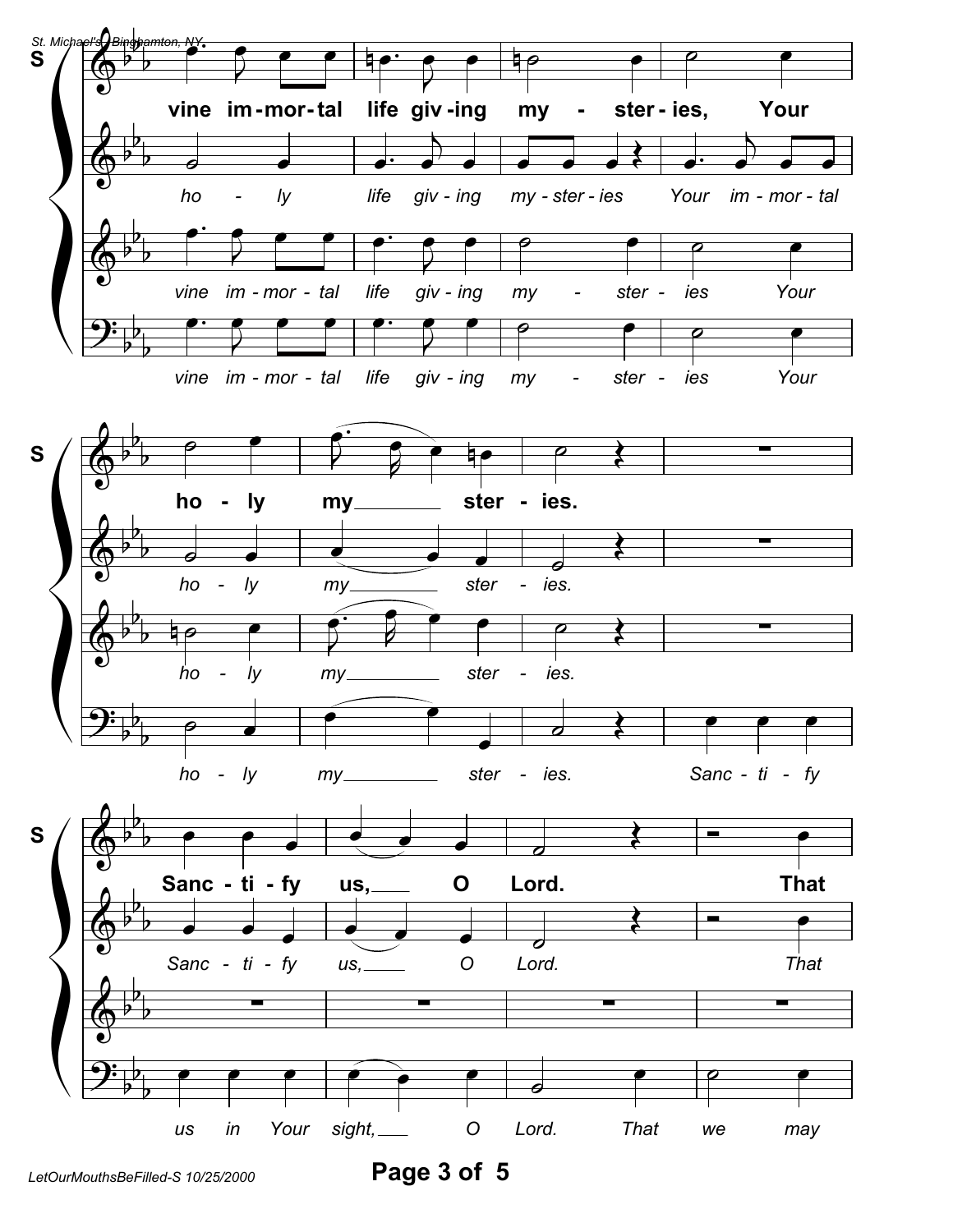S

vine im-mor-tal life giv-ing my - ster-ies, Your

ho - ly life giv - ing my - ster - ies Your im - mor - tal

vine im - mor - tal life giv - ing my - ster - ies Your

vine im - mor - tal life giv - ing my - ster - ies Your

S

ho - ly my\_\_\_\_\_\_ ster - ies.

ho - ly my\_\_\_\_\_\_ ster - ies.

ho - ly my\_\_\_\_\_\_ ster - ies.

ho - ly my\_\_\_\_\_\_ ster - ies. Sanc - ti - fy

S

Sanc - ti - fy us,\_\_\_ O Lord. That

Sanc - ti - fy us,\_\_\_ O Lord. That

us in Your sight,\_\_\_ O Lord. That we may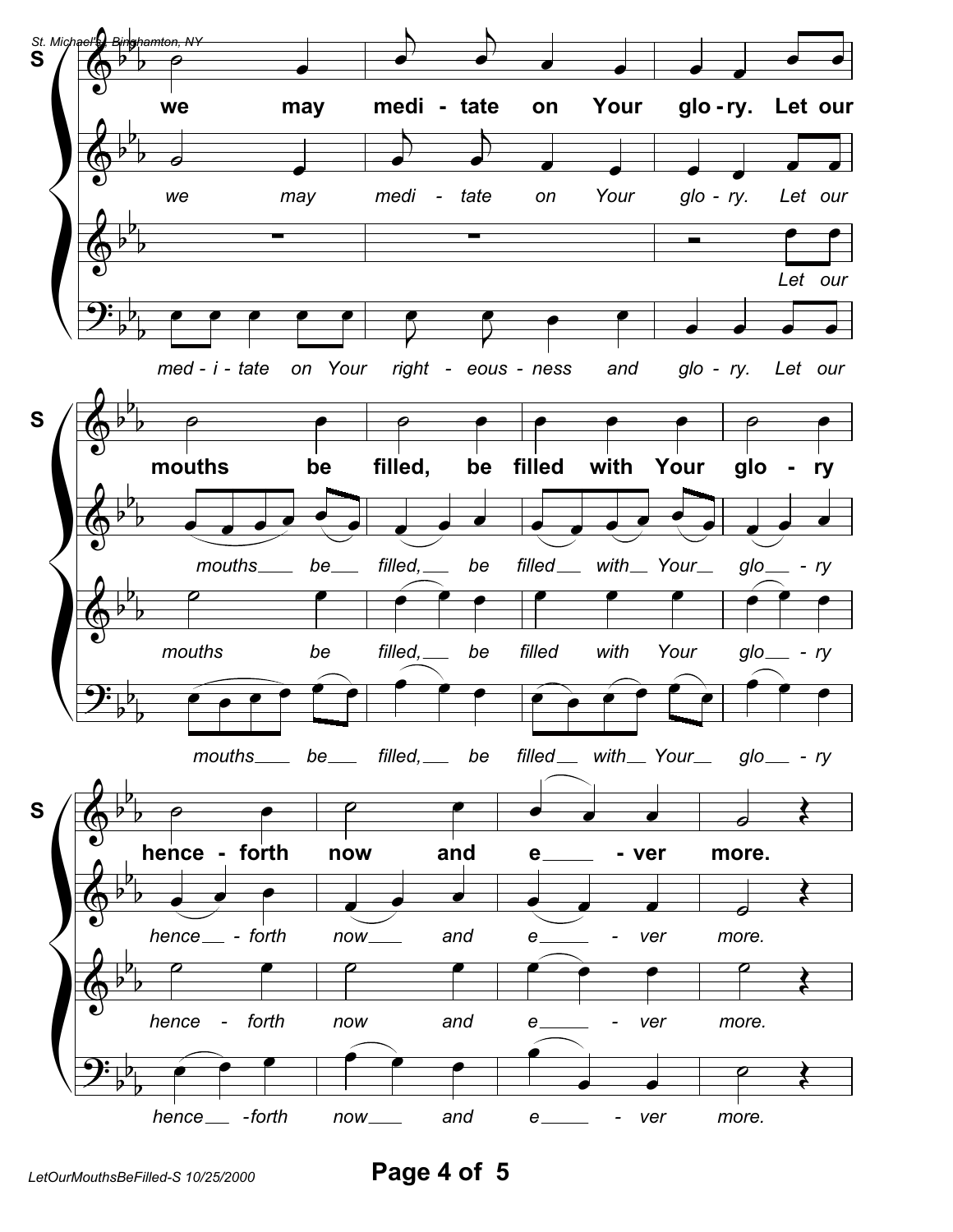S

we may medi - tate on Your glo - ry. Let our

we may medi - tate on Your glo - ry. Let our

Let our

med - i - tate on Your right - eous - ness and glo - ry. Let our

S

mouths be filled, be filled with Your glo - ry

mouths___ be___ filled,___ be filled___ with___ Your___ glo___ - ry

mouths be filled,___ be filled with Your glo___ - ry

mouths___ be___ filled,___ be filled___ with___ Your___ glo___ - ry

S

hence - forth now and e____ - ver more.

hence__ - forth now___ and e_____ - ver more.

hence - forth now and e_____ - ver more.

hence__ -forth now___ and e_____ - ver more.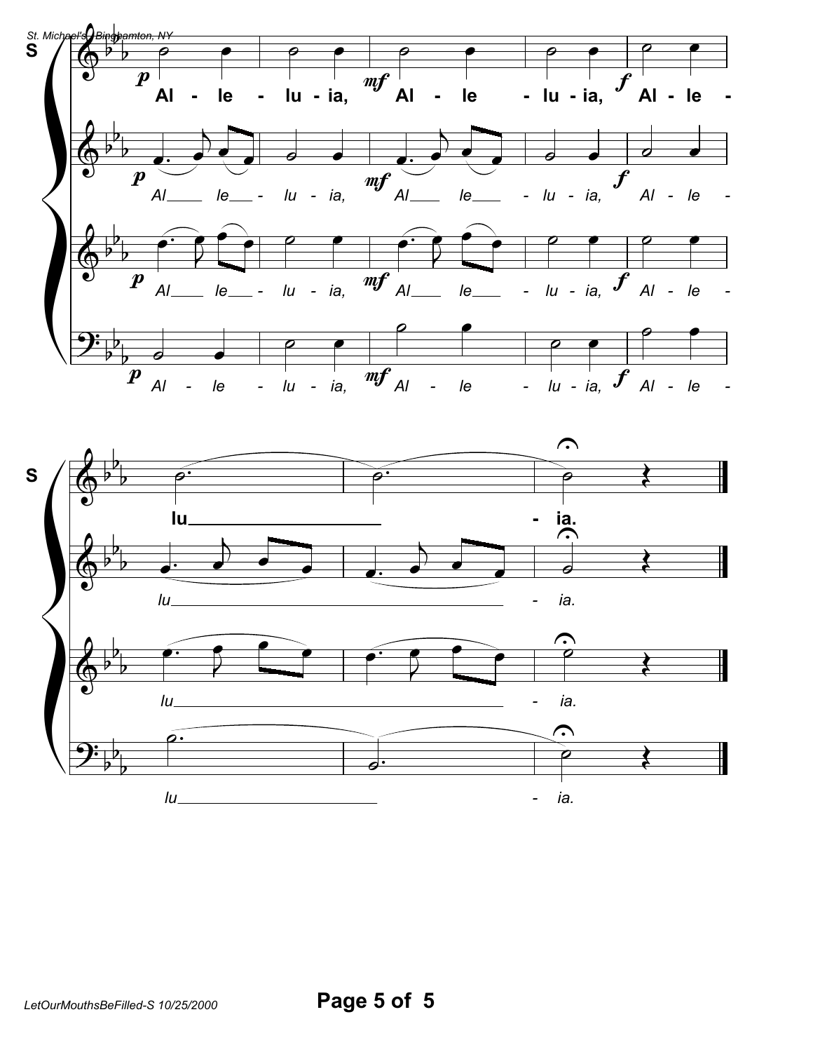S

Al - le - lu - ia, Al - le - lu - ia, Al - le - lu - ia.